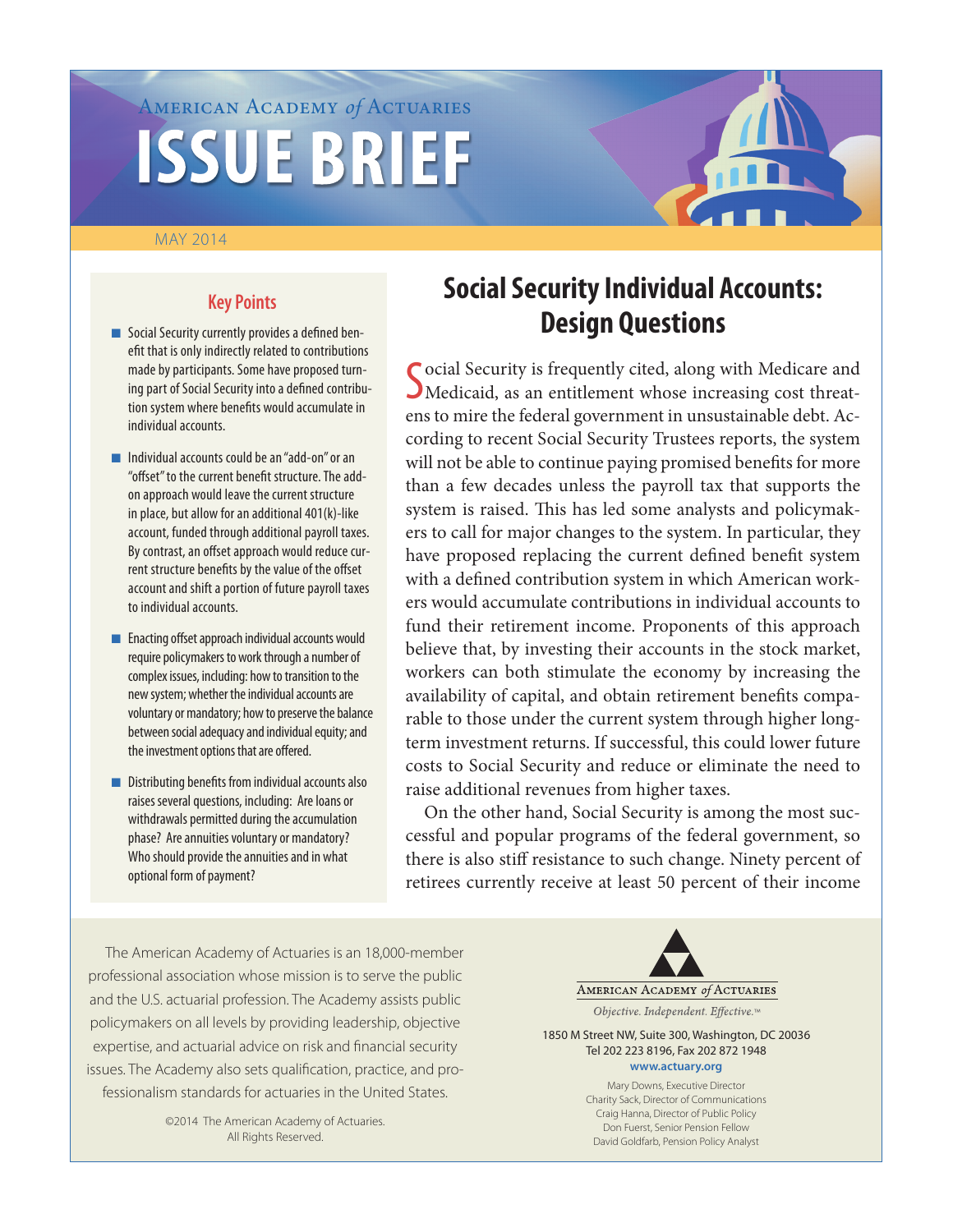American Academy *of* Actuaries

# ISSUE BRIEF

MAY 2014

## Social Security Individual Accounts: Design Questions

### Key Points

- Social Security currently provides a defined benefit that is only indirectly related to contributions made by participants. Some have proposed turning part of Social Security into a defined contribution system where benefits would accumulate in individual accounts.
- Individual accounts could be an "add-on" or an "offset" to the current benefit structure. The add-on approach would leave the current structure in place, but allow for an additional 401(k)-like account, funded through additional payroll taxes. By contrast, an offset approach would reduce current structure benefits by the value of the offset account and shift a portion of future payroll taxes to individual accounts.
- Enacting offset approach individual accounts would require policymakers to work through a number of complex issues, including: how to transition to the new system; whether the individual accounts are voluntary or mandatory; how to preserve the balance between social adequacy and individual equity; and the investment options that are offered.
- Distributing benefits from individual accounts also raises several questions, including: Are loans or withdrawals permitted during the accumulation phase? Are annuities voluntary or mandatory? Who should provide the annuities and in what optional form of payment?

Social Security is frequently cited, along with Medicare and Medicaid, as an entitlement whose increasing cost threatens to mire the federal government in unsustainable debt. According to recent Social Security Trustees reports, the system will not be able to continue paying promised benefits for more than a few decades unless the payroll tax that supports the system is raised. This has led some analysts and policymakers to call for major changes to the system. In particular, they have proposed replacing the current defined benefit system with a defined contribution system in which American workers would accumulate contributions in individual accounts to fund their retirement income. Proponents of this approach believe that, by investing their accounts in the stock market, workers can both stimulate the economy by increasing the availability of capital, and obtain retirement benefits comparable to those under the current system through higher long-term investment returns. If successful, this could lower future costs to Social Security and reduce or eliminate the need to raise additional revenues from higher taxes.

On the other hand, Social Security is among the most successful and popular programs of the federal government, so there is also stiff resistance to such change. Ninety percent of retirees currently receive at least 50 percent of their income

---

The American Academy of Actuaries is an 18,000-member professional association whose mission is to serve the public and the U.S. actuarial profession. The Academy assists public policymakers on all levels by providing leadership, objective expertise, and actuarial advice on risk and financial security issues. The Academy also sets qualification, practice, and professionalism standards for actuaries in the United States.

©2014 The American Academy of Actuaries. All Rights Reserved.

American Academy *of* Actuaries

*Objective. Independent. Effective.™*

1850 M Street NW, Suite 300, Washington, DC 20036
Tel 202 223 8196, Fax 202 872 1948
www.actuary.org

Mary Downs, Executive Director
Charity Sack, Director of Communications
Craig Hanna, Director of Public Policy
Don Fuerst, Senior Pension Fellow
David Goldfarb, Pension Policy Analyst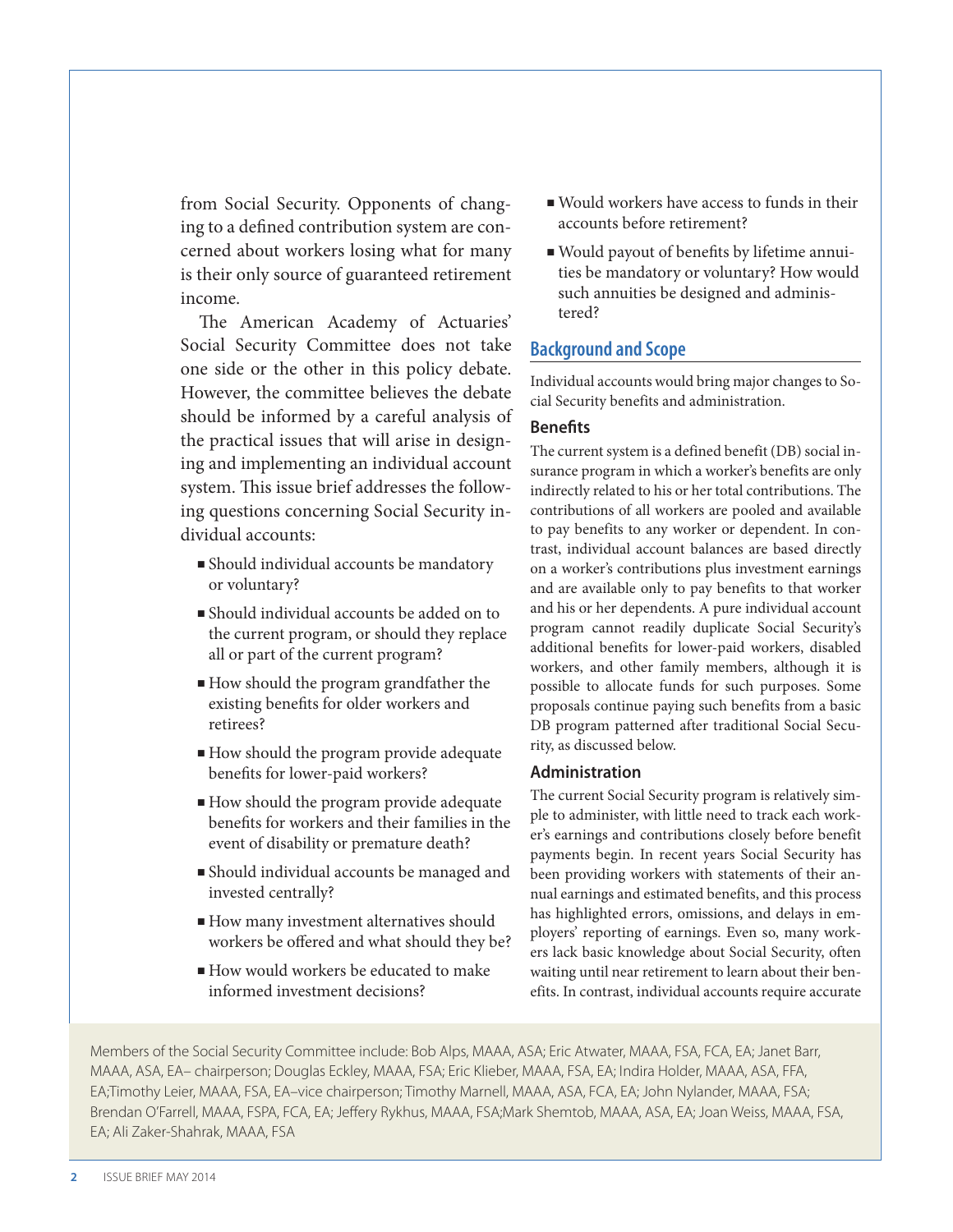from Social Security. Opponents of changing to a defined contribution system are concerned about workers losing what for many is their only source of guaranteed retirement income.

The American Academy of Actuaries' Social Security Committee does not take one side or the other in this policy debate. However, the committee believes the debate should be informed by a careful analysis of the practical issues that will arise in designing and implementing an individual account system. This issue brief addresses the following questions concerning Social Security individual accounts:

- Should individual accounts be mandatory or voluntary?
- Should individual accounts be added on to the current program, or should they replace all or part of the current program?
- How should the program grandfather the existing benefits for older workers and retirees?
- How should the program provide adequate benefits for lower-paid workers?
- How should the program provide adequate benefits for workers and their families in the event of disability or premature death?
- Should individual accounts be managed and invested centrally?
- How many investment alternatives should workers be offered and what should they be?
- How would workers be educated to make informed investment decisions?
- Would workers have access to funds in their accounts before retirement?
- Would payout of benefits by lifetime annuities be mandatory or voluntary? How would such annuities be designed and administered?

## Background and Scope

Individual accounts would bring major changes to Social Security benefits and administration.

### Benefits

The current system is a defined benefit (DB) social insurance program in which a worker's benefits are only indirectly related to his or her total contributions. The contributions of all workers are pooled and available to pay benefits to any worker or dependent. In contrast, individual account balances are based directly on a worker's contributions plus investment earnings and are available only to pay benefits to that worker and his or her dependents. A pure individual account program cannot readily duplicate Social Security's additional benefits for lower-paid workers, disabled workers, and other family members, although it is possible to allocate funds for such purposes. Some proposals continue paying such benefits from a basic DB program patterned after traditional Social Security, as discussed below.

### Administration

The current Social Security program is relatively simple to administer, with little need to track each worker's earnings and contributions closely before benefit payments begin. In recent years Social Security has been providing workers with statements of their annual earnings and estimated benefits, and this process has highlighted errors, omissions, and delays in employers' reporting of earnings. Even so, many workers lack basic knowledge about Social Security, often waiting until near retirement to learn about their benefits. In contrast, individual accounts require accurate

Members of the Social Security Committee include: Bob Alps, MAAA, ASA; Eric Atwater, MAAA, FSA, FCA, EA; Janet Barr, MAAA, ASA, EA– chairperson; Douglas Eckley, MAAA, FSA; Eric Klieber, MAAA, FSA, EA; Indira Holder, MAAA, ASA, FFA, EA;Timothy Leier, MAAA, FSA, EA–vice chairperson; Timothy Marnell, MAAA, ASA, FCA, EA; John Nylander, MAAA, FSA; Brendan O'Farrell, MAAA, FSPA, FCA, EA; Jeffery Rykhus, MAAA, FSA;Mark Shemtob, MAAA, ASA, EA; Joan Weiss, MAAA, FSA, EA; Ali Zaker-Shahrak, MAAA, FSA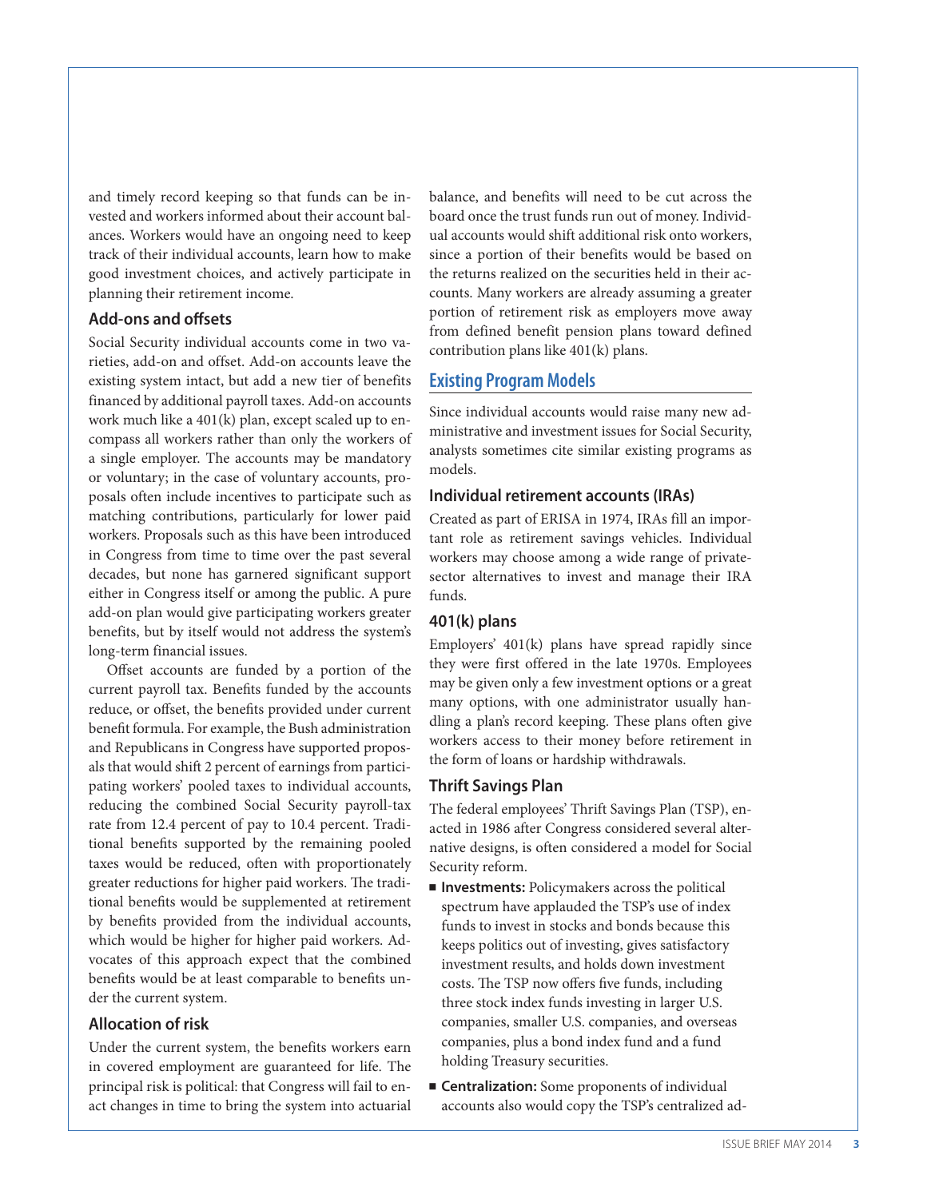and timely record keeping so that funds can be invested and workers informed about their account balances. Workers would have an ongoing need to keep track of their individual accounts, learn how to make good investment choices, and actively participate in planning their retirement income.

### Add-ons and offsets

Social Security individual accounts come in two varieties, add-on and offset. Add-on accounts leave the existing system intact, but add a new tier of benefits financed by additional payroll taxes. Add-on accounts work much like a 401(k) plan, except scaled up to encompass all workers rather than only the workers of a single employer. The accounts may be mandatory or voluntary; in the case of voluntary accounts, proposals often include incentives to participate such as matching contributions, particularly for lower paid workers. Proposals such as this have been introduced in Congress from time to time over the past several decades, but none has garnered significant support either in Congress itself or among the public. A pure add-on plan would give participating workers greater benefits, but by itself would not address the system's long-term financial issues.

Offset accounts are funded by a portion of the current payroll tax. Benefits funded by the accounts reduce, or offset, the benefits provided under current benefit formula. For example, the Bush administration and Republicans in Congress have supported proposals that would shift 2 percent of earnings from participating workers' pooled taxes to individual accounts, reducing the combined Social Security payroll-tax rate from 12.4 percent of pay to 10.4 percent. Traditional benefits supported by the remaining pooled taxes would be reduced, often with proportionately greater reductions for higher paid workers. The traditional benefits would be supplemented at retirement by benefits provided from the individual accounts, which would be higher for higher paid workers. Advocates of this approach expect that the combined benefits would be at least comparable to benefits under the current system.

### Allocation of risk

Under the current system, the benefits workers earn in covered employment are guaranteed for life. The principal risk is political: that Congress will fail to enact changes in time to bring the system into actuarial balance, and benefits will need to be cut across the board once the trust funds run out of money. Individual accounts would shift additional risk onto workers, since a portion of their benefits would be based on the returns realized on the securities held in their accounts. Many workers are already assuming a greater portion of retirement risk as employers move away from defined benefit pension plans toward defined contribution plans like 401(k) plans.

## Existing Program Models

Since individual accounts would raise many new administrative and investment issues for Social Security, analysts sometimes cite similar existing programs as models.

### Individual retirement accounts (IRAs)

Created as part of ERISA in 1974, IRAs fill an important role as retirement savings vehicles. Individual workers may choose among a wide range of private-sector alternatives to invest and manage their IRA funds.

### 401(k) plans

Employers' 401(k) plans have spread rapidly since they were first offered in the late 1970s. Employees may be given only a few investment options or a great many options, with one administrator usually handling a plan's record keeping. These plans often give workers access to their money before retirement in the form of loans or hardship withdrawals.

### Thrift Savings Plan

The federal employees' Thrift Savings Plan (TSP), enacted in 1986 after Congress considered several alternative designs, is often considered a model for Social Security reform.

- **Investments:** Policymakers across the political spectrum have applauded the TSP's use of index funds to invest in stocks and bonds because this keeps politics out of investing, gives satisfactory investment results, and holds down investment costs. The TSP now offers five funds, including three stock index funds investing in larger U.S. companies, smaller U.S. companies, and overseas companies, plus a bond index fund and a fund holding Treasury securities.
- **Centralization:** Some proponents of individual accounts also would copy the TSP's centralized ad-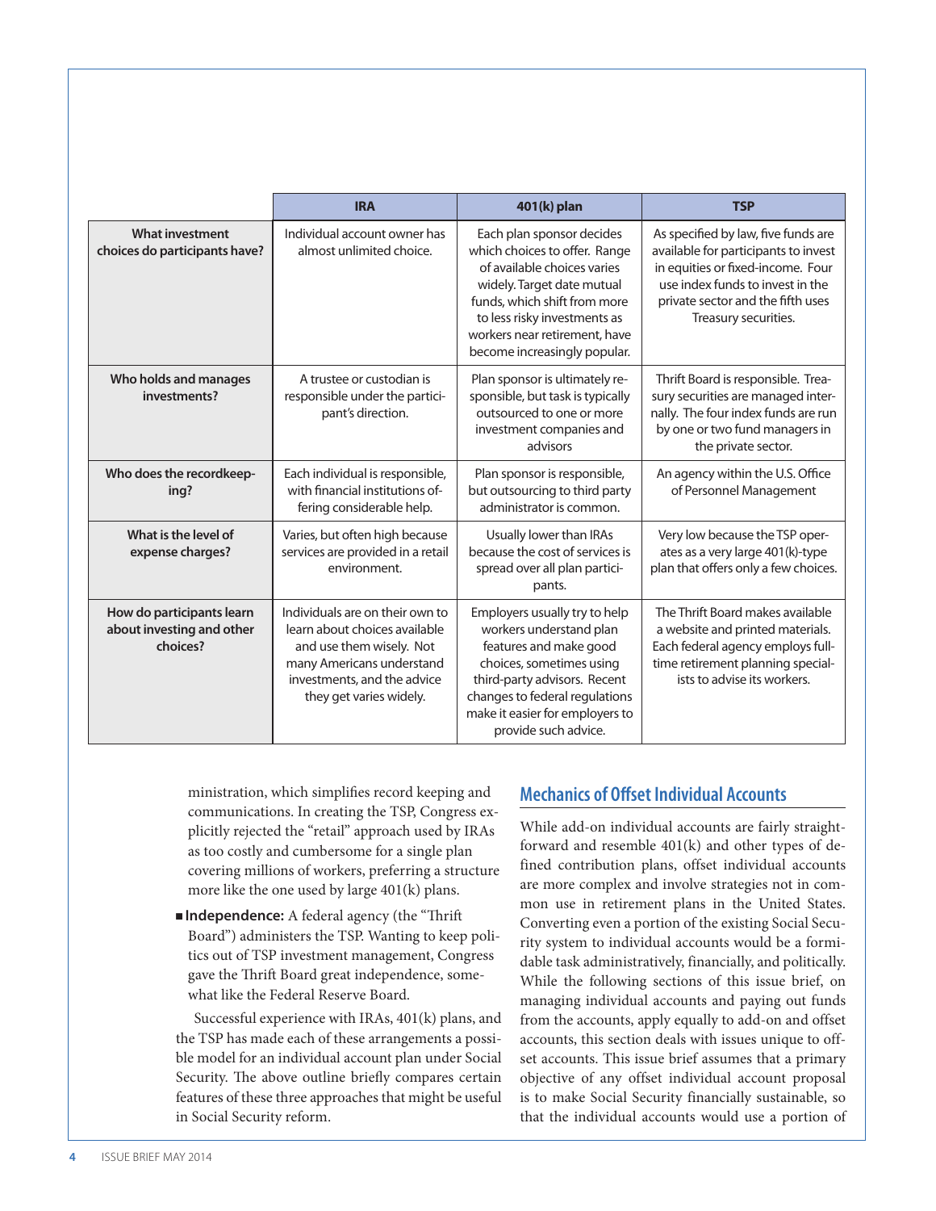| | IRA | 401(k) plan | TSP |
|---|---|---|---|
| **What investment choices do participants have?** | Individual account owner has almost unlimited choice. | Each plan sponsor decides which choices to offer. Range of available choices varies widely. Target date mutual funds, which shift from more to less risky investments as workers near retirement, have become increasingly popular. | As specified by law, five funds are available for participants to invest in equities or fixed-income. Four use index funds to invest in the private sector and the fifth uses Treasury securities. |
| **Who holds and manages investments?** | A trustee or custodian is responsible under the participant's direction. | Plan sponsor is ultimately responsible, but task is typically outsourced to one or more investment companies and advisors | Thrift Board is responsible. Treasury securities are managed internally. The four index funds are run by one or two fund managers in the private sector. |
| **Who does the recordkeeping?** | Each individual is responsible, with financial institutions offering considerable help. | Plan sponsor is responsible, but outsourcing to third party administrator is common. | An agency within the U.S. Office of Personnel Management |
| **What is the level of expense charges?** | Varies, but often high because services are provided in a retail environment. | Usually lower than IRAs because the cost of services is spread over all plan participants. | Very low because the TSP operates as a very large 401(k)-type plan that offers only a few choices. |
| **How do participants learn about investing and other choices?** | Individuals are on their own to learn about choices available and use them wisely. Not many Americans understand investments, and the advice they get varies widely. | Employers usually try to help workers understand plan features and make good choices, sometimes using third-party advisors. Recent changes to federal regulations make it easier for employers to provide such advice. | The Thrift Board makes available a website and printed materials. Each federal agency employs full-time retirement planning specialists to advise its workers. |

ministration, which simplifies record keeping and communications. In creating the TSP, Congress explicitly rejected the "retail" approach used by IRAs as too costly and cumbersome for a single plan covering millions of workers, preferring a structure more like the one used by large 401(k) plans.

- **Independence:** A federal agency (the "Thrift Board") administers the TSP. Wanting to keep politics out of TSP investment management, Congress gave the Thrift Board great independence, somewhat like the Federal Reserve Board.

Successful experience with IRAs, 401(k) plans, and the TSP has made each of these arrangements a possible model for an individual account plan under Social Security. The above outline briefly compares certain features of these three approaches that might be useful in Social Security reform.

## Mechanics of Offset Individual Accounts

While add-on individual accounts are fairly straightforward and resemble 401(k) and other types of defined contribution plans, offset individual accounts are more complex and involve strategies not in common use in retirement plans in the United States. Converting even a portion of the existing Social Security system to individual accounts would be a formidable task administratively, financially, and politically. While the following sections of this issue brief, on managing individual accounts and paying out funds from the accounts, apply equally to add-on and offset accounts, this section deals with issues unique to offset accounts. This issue brief assumes that a primary objective of any offset individual account proposal is to make Social Security financially sustainable, so that the individual accounts would use a portion of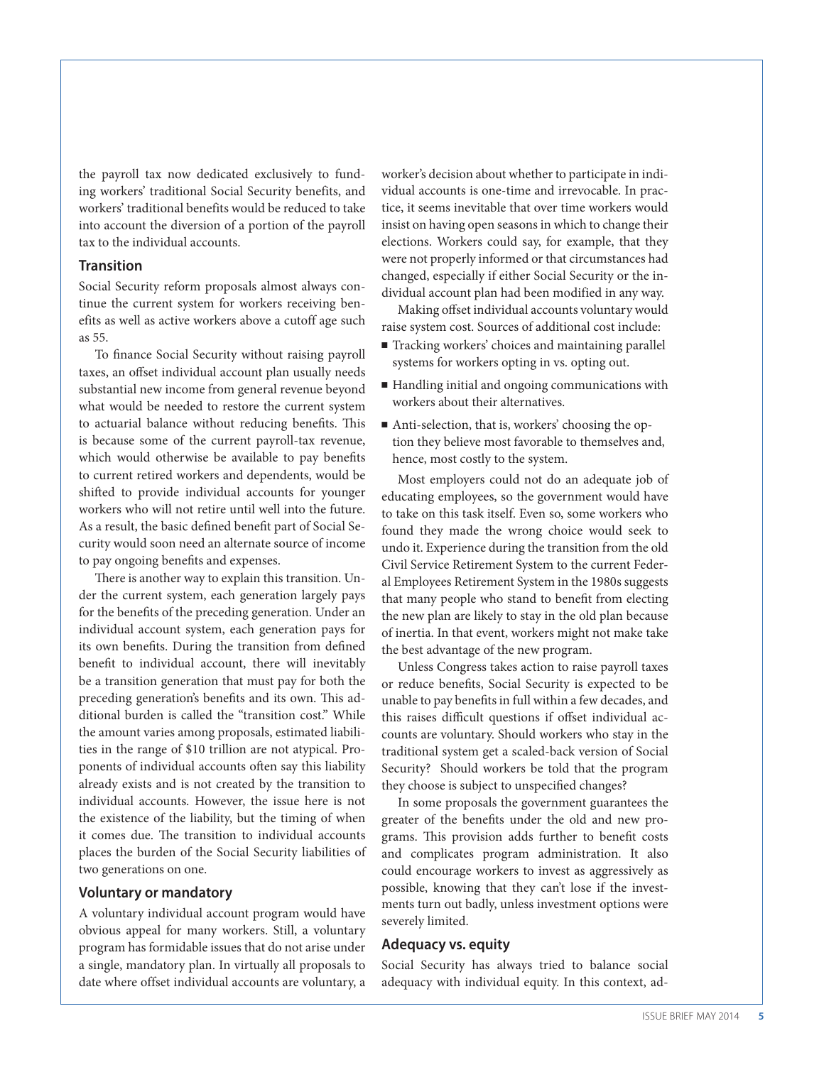the payroll tax now dedicated exclusively to funding workers' traditional Social Security benefits, and workers' traditional benefits would be reduced to take into account the diversion of a portion of the payroll tax to the individual accounts.

### Transition

Social Security reform proposals almost always continue the current system for workers receiving benefits as well as active workers above a cutoff age such as 55.

To finance Social Security without raising payroll taxes, an offset individual account plan usually needs substantial new income from general revenue beyond what would be needed to restore the current system to actuarial balance without reducing benefits. This is because some of the current payroll-tax revenue, which would otherwise be available to pay benefits to current retired workers and dependents, would be shifted to provide individual accounts for younger workers who will not retire until well into the future. As a result, the basic defined benefit part of Social Security would soon need an alternate source of income to pay ongoing benefits and expenses.

There is another way to explain this transition. Under the current system, each generation largely pays for the benefits of the preceding generation. Under an individual account system, each generation pays for its own benefits. During the transition from defined benefit to individual account, there will inevitably be a transition generation that must pay for both the preceding generation's benefits and its own. This additional burden is called the "transition cost." While the amount varies among proposals, estimated liabilities in the range of $10 trillion are not atypical. Proponents of individual accounts often say this liability already exists and is not created by the transition to individual accounts. However, the issue here is not the existence of the liability, but the timing of when it comes due. The transition to individual accounts places the burden of the Social Security liabilities of two generations on one.

### Voluntary or mandatory

A voluntary individual account program would have obvious appeal for many workers. Still, a voluntary program has formidable issues that do not arise under a single, mandatory plan. In virtually all proposals to date where offset individual accounts are voluntary, a worker's decision about whether to participate in individual accounts is one-time and irrevocable. In practice, it seems inevitable that over time workers would insist on having open seasons in which to change their elections. Workers could say, for example, that they were not properly informed or that circumstances had changed, especially if either Social Security or the individual account plan had been modified in any way.

Making offset individual accounts voluntary would raise system cost. Sources of additional cost include:

- Tracking workers' choices and maintaining parallel systems for workers opting in vs. opting out.
- Handling initial and ongoing communications with workers about their alternatives.
- Anti-selection, that is, workers' choosing the option they believe most favorable to themselves and, hence, most costly to the system.

Most employers could not do an adequate job of educating employees, so the government would have to take on this task itself. Even so, some workers who found they made the wrong choice would seek to undo it. Experience during the transition from the old Civil Service Retirement System to the current Federal Employees Retirement System in the 1980s suggests that many people who stand to benefit from electing the new plan are likely to stay in the old plan because of inertia. In that event, workers might not make take the best advantage of the new program.

Unless Congress takes action to raise payroll taxes or reduce benefits, Social Security is expected to be unable to pay benefits in full within a few decades, and this raises difficult questions if offset individual accounts are voluntary. Should workers who stay in the traditional system get a scaled-back version of Social Security? Should workers be told that the program they choose is subject to unspecified changes?

In some proposals the government guarantees the greater of the benefits under the old and new programs. This provision adds further to benefit costs and complicates program administration. It also could encourage workers to invest as aggressively as possible, knowing that they can't lose if the investments turn out badly, unless investment options were severely limited.

### Adequacy vs. equity

Social Security has always tried to balance social adequacy with individual equity. In this context, ad-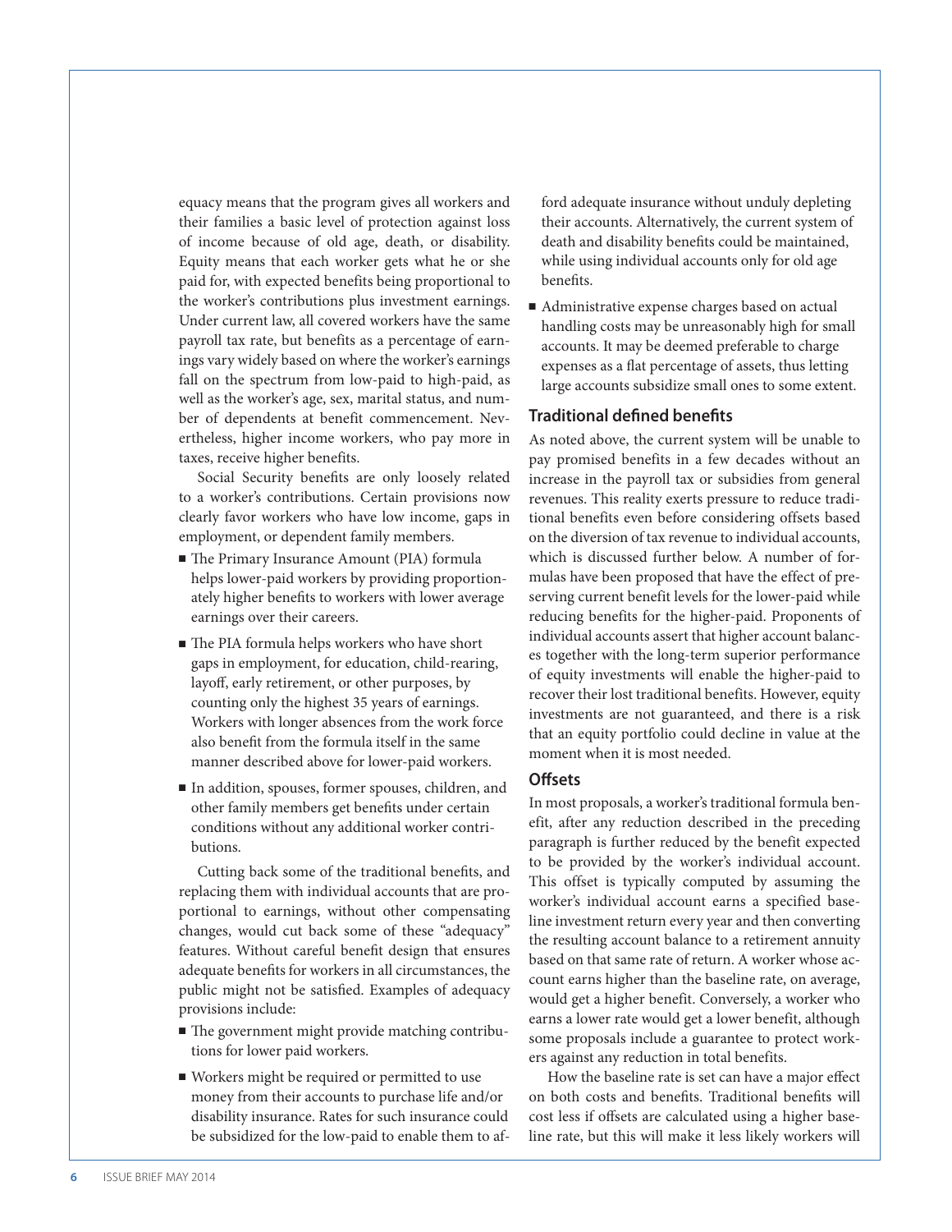equacy means that the program gives all workers and their families a basic level of protection against loss of income because of old age, death, or disability. Equity means that each worker gets what he or she paid for, with expected benefits being proportional to the worker's contributions plus investment earnings. Under current law, all covered workers have the same payroll tax rate, but benefits as a percentage of earnings vary widely based on where the worker's earnings fall on the spectrum from low-paid to high-paid, as well as the worker's age, sex, marital status, and number of dependents at benefit commencement. Nevertheless, higher income workers, who pay more in taxes, receive higher benefits.

Social Security benefits are only loosely related to a worker's contributions. Certain provisions now clearly favor workers who have low income, gaps in employment, or dependent family members.

- The Primary Insurance Amount (PIA) formula helps lower-paid workers by providing proportionately higher benefits to workers with lower average earnings over their careers.
- The PIA formula helps workers who have short gaps in employment, for education, child-rearing, layoff, early retirement, or other purposes, by counting only the highest 35 years of earnings. Workers with longer absences from the work force also benefit from the formula itself in the same manner described above for lower-paid workers.
- In addition, spouses, former spouses, children, and other family members get benefits under certain conditions without any additional worker contributions.

Cutting back some of the traditional benefits, and replacing them with individual accounts that are proportional to earnings, without other compensating changes, would cut back some of these "adequacy" features. Without careful benefit design that ensures adequate benefits for workers in all circumstances, the public might not be satisfied. Examples of adequacy provisions include:

- The government might provide matching contributions for lower paid workers.
- Workers might be required or permitted to use money from their accounts to purchase life and/or disability insurance. Rates for such insurance could be subsidized for the low-paid to enable them to afford adequate insurance without unduly depleting their accounts. Alternatively, the current system of death and disability benefits could be maintained, while using individual accounts only for old age benefits.
- Administrative expense charges based on actual handling costs may be unreasonably high for small accounts. It may be deemed preferable to charge expenses as a flat percentage of assets, thus letting large accounts subsidize small ones to some extent.

### Traditional defined benefits

As noted above, the current system will be unable to pay promised benefits in a few decades without an increase in the payroll tax or subsidies from general revenues. This reality exerts pressure to reduce traditional benefits even before considering offsets based on the diversion of tax revenue to individual accounts, which is discussed further below. A number of formulas have been proposed that have the effect of preserving current benefit levels for the lower-paid while reducing benefits for the higher-paid. Proponents of individual accounts assert that higher account balances together with the long-term superior performance of equity investments will enable the higher-paid to recover their lost traditional benefits. However, equity investments are not guaranteed, and there is a risk that an equity portfolio could decline in value at the moment when it is most needed.

### Offsets

In most proposals, a worker's traditional formula benefit, after any reduction described in the preceding paragraph is further reduced by the benefit expected to be provided by the worker's individual account. This offset is typically computed by assuming the worker's individual account earns a specified baseline investment return every year and then converting the resulting account balance to a retirement annuity based on that same rate of return. A worker whose account earns higher than the baseline rate, on average, would get a higher benefit. Conversely, a worker who earns a lower rate would get a lower benefit, although some proposals include a guarantee to protect workers against any reduction in total benefits.

How the baseline rate is set can have a major effect on both costs and benefits. Traditional benefits will cost less if offsets are calculated using a higher baseline rate, but this will make it less likely workers will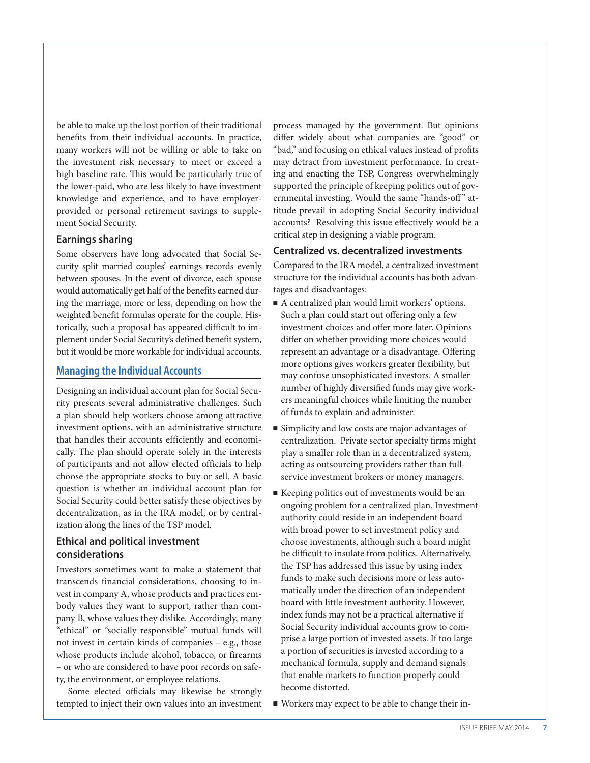be able to make up the lost portion of their traditional benefits from their individual accounts. In practice, many workers will not be willing or able to take on the investment risk necessary to meet or exceed a high baseline rate. This would be particularly true of the lower-paid, who are less likely to have investment knowledge and experience, and to have employer-provided or personal retirement savings to supplement Social Security.

### Earnings sharing

Some observers have long advocated that Social Security split married couples' earnings records evenly between spouses. In the event of divorce, each spouse would automatically get half of the benefits earned during the marriage, more or less, depending on how the weighted benefit formulas operate for the couple. Historically, such a proposal has appeared difficult to implement under Social Security's defined benefit system, but it would be more workable for individual accounts.

## Managing the Individual Accounts

Designing an individual account plan for Social Security presents several administrative challenges. Such a plan should help workers choose among attractive investment options, with an administrative structure that handles their accounts efficiently and economically. The plan should operate solely in the interests of participants and not allow elected officials to help choose the appropriate stocks to buy or sell. A basic question is whether an individual account plan for Social Security could better satisfy these objectives by decentralization, as in the IRA model, or by centralization along the lines of the TSP model.

### Ethical and political investment considerations

Investors sometimes want to make a statement that transcends financial considerations, choosing to invest in company A, whose products and practices embody values they want to support, rather than company B, whose values they dislike. Accordingly, many "ethical" or "socially responsible" mutual funds will not invest in certain kinds of companies – e.g., those whose products include alcohol, tobacco, or firearms – or who are considered to have poor records on safety, the environment, or employee relations.

Some elected officials may likewise be strongly tempted to inject their own values into an investment process managed by the government. But opinions differ widely about what companies are "good" or "bad," and focusing on ethical values instead of profits may detract from investment performance. In creating and enacting the TSP, Congress overwhelmingly supported the principle of keeping politics out of governmental investing. Would the same "hands-off" attitude prevail in adopting Social Security individual accounts? Resolving this issue effectively would be a critical step in designing a viable program.

### Centralized vs. decentralized investments

Compared to the IRA model, a centralized investment structure for the individual accounts has both advantages and disadvantages:

- A centralized plan would limit workers' options. Such a plan could start out offering only a few investment choices and offer more later. Opinions differ on whether providing more choices would represent an advantage or a disadvantage. Offering more options gives workers greater flexibility, but may confuse unsophisticated investors. A smaller number of highly diversified funds may give workers meaningful choices while limiting the number of funds to explain and administer.
- Simplicity and low costs are major advantages of centralization. Private sector specialty firms might play a smaller role than in a decentralized system, acting as outsourcing providers rather than full-service investment brokers or money managers.
- Keeping politics out of investments would be an ongoing problem for a centralized plan. Investment authority could reside in an independent board with broad power to set investment policy and choose investments, although such a board might be difficult to insulate from politics. Alternatively, the TSP has addressed this issue by using index funds to make such decisions more or less automatically under the direction of an independent board with little investment authority. However, index funds may not be a practical alternative if Social Security individual accounts grow to comprise a large portion of invested assets. If too large a portion of securities is invested according to a mechanical formula, supply and demand signals that enable markets to function properly could become distorted.
- Workers may expect to be able to change their in-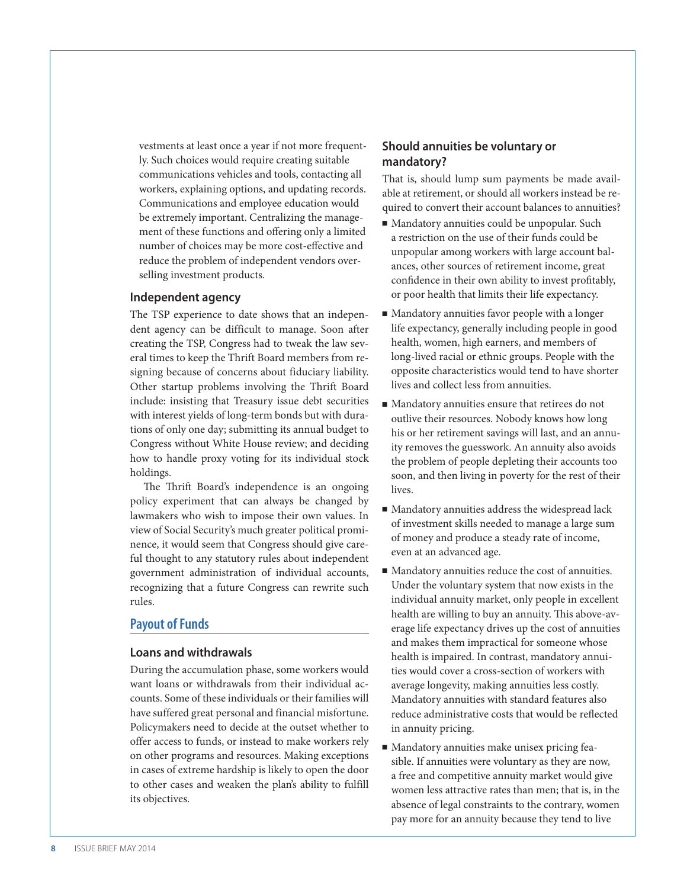vestments at least once a year if not more frequently. Such choices would require creating suitable communications vehicles and tools, contacting all workers, explaining options, and updating records. Communications and employee education would be extremely important. Centralizing the management of these functions and offering only a limited number of choices may be more cost-effective and reduce the problem of independent vendors overselling investment products.

### Independent agency

The TSP experience to date shows that an independent agency can be difficult to manage. Soon after creating the TSP, Congress had to tweak the law several times to keep the Thrift Board members from resigning because of concerns about fiduciary liability. Other startup problems involving the Thrift Board include: insisting that Treasury issue debt securities with interest yields of long-term bonds but with durations of only one day; submitting its annual budget to Congress without White House review; and deciding how to handle proxy voting for its individual stock holdings.

The Thrift Board's independence is an ongoing policy experiment that can always be changed by lawmakers who wish to impose their own values. In view of Social Security's much greater political prominence, it would seem that Congress should give careful thought to any statutory rules about independent government administration of individual accounts, recognizing that a future Congress can rewrite such rules.

## Payout of Funds

### Loans and withdrawals

During the accumulation phase, some workers would want loans or withdrawals from their individual accounts. Some of these individuals or their families will have suffered great personal and financial misfortune. Policymakers need to decide at the outset whether to offer access to funds, or instead to make workers rely on other programs and resources. Making exceptions in cases of extreme hardship is likely to open the door to other cases and weaken the plan's ability to fulfill its objectives.

### Should annuities be voluntary or mandatory?

That is, should lump sum payments be made available at retirement, or should all workers instead be required to convert their account balances to annuities?

- Mandatory annuities could be unpopular. Such a restriction on the use of their funds could be unpopular among workers with large account balances, other sources of retirement income, great confidence in their own ability to invest profitably, or poor health that limits their life expectancy.
- Mandatory annuities favor people with a longer life expectancy, generally including people in good health, women, high earners, and members of long-lived racial or ethnic groups. People with the opposite characteristics would tend to have shorter lives and collect less from annuities.
- Mandatory annuities ensure that retirees do not outlive their resources. Nobody knows how long his or her retirement savings will last, and an annuity removes the guesswork. An annuity also avoids the problem of people depleting their accounts too soon, and then living in poverty for the rest of their lives.
- Mandatory annuities address the widespread lack of investment skills needed to manage a large sum of money and produce a steady rate of income, even at an advanced age.
- Mandatory annuities reduce the cost of annuities. Under the voluntary system that now exists in the individual annuity market, only people in excellent health are willing to buy an annuity. This above-average life expectancy drives up the cost of annuities and makes them impractical for someone whose health is impaired. In contrast, mandatory annuities would cover a cross-section of workers with average longevity, making annuities less costly. Mandatory annuities with standard features also reduce administrative costs that would be reflected in annuity pricing.
- Mandatory annuities make unisex pricing feasible. If annuities were voluntary as they are now, a free and competitive annuity market would give women less attractive rates than men; that is, in the absence of legal constraints to the contrary, women pay more for an annuity because they tend to live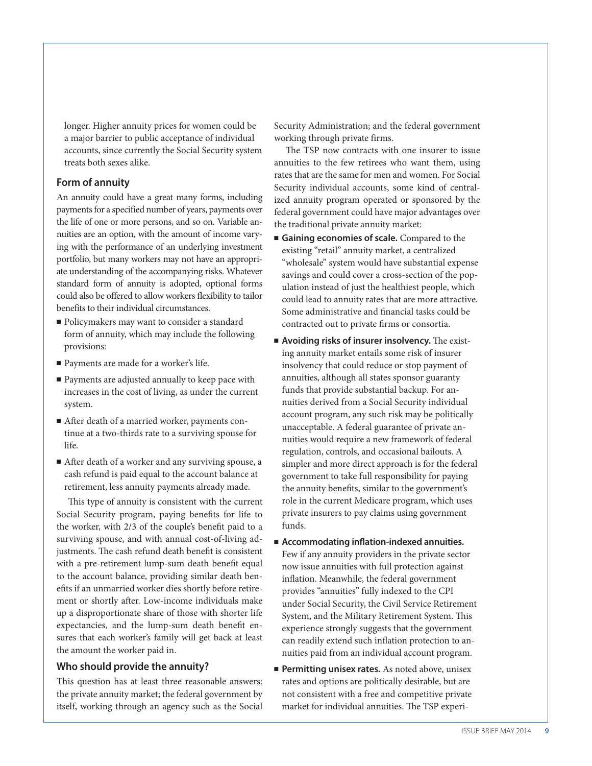longer. Higher annuity prices for women could be a major barrier to public acceptance of individual accounts, since currently the Social Security system treats both sexes alike.

### Form of annuity

An annuity could have a great many forms, including payments for a specified number of years, payments over the life of one or more persons, and so on. Variable annuities are an option, with the amount of income varying with the performance of an underlying investment portfolio, but many workers may not have an appropriate understanding of the accompanying risks. Whatever standard form of annuity is adopted, optional forms could also be offered to allow workers flexibility to tailor benefits to their individual circumstances.

- Policymakers may want to consider a standard form of annuity, which may include the following provisions:
- Payments are made for a worker's life.
- Payments are adjusted annually to keep pace with increases in the cost of living, as under the current system.
- After death of a married worker, payments continue at a two-thirds rate to a surviving spouse for life.
- After death of a worker and any surviving spouse, a cash refund is paid equal to the account balance at retirement, less annuity payments already made.

This type of annuity is consistent with the current Social Security program, paying benefits for life to the worker, with 2/3 of the couple's benefit paid to a surviving spouse, and with annual cost-of-living adjustments. The cash refund death benefit is consistent with a pre-retirement lump-sum death benefit equal to the account balance, providing similar death benefits if an unmarried worker dies shortly before retirement or shortly after. Low-income individuals make up a disproportionate share of those with shorter life expectancies, and the lump-sum death benefit ensures that each worker's family will get back at least the amount the worker paid in.

### Who should provide the annuity?

This question has at least three reasonable answers: the private annuity market; the federal government by itself, working through an agency such as the Social Security Administration; and the federal government working through private firms.

The TSP now contracts with one insurer to issue annuities to the few retirees who want them, using rates that are the same for men and women. For Social Security individual accounts, some kind of centralized annuity program operated or sponsored by the federal government could have major advantages over the traditional private annuity market:

- **Gaining economies of scale.** Compared to the existing "retail" annuity market, a centralized "wholesale" system would have substantial expense savings and could cover a cross-section of the population instead of just the healthiest people, which could lead to annuity rates that are more attractive. Some administrative and financial tasks could be contracted out to private firms or consortia.
- **Avoiding risks of insurer insolvency.** The existing annuity market entails some risk of insurer insolvency that could reduce or stop payment of annuities, although all states sponsor guaranty funds that provide substantial backup. For annuities derived from a Social Security individual account program, any such risk may be politically unacceptable. A federal guarantee of private annuities would require a new framework of federal regulation, controls, and occasional bailouts. A simpler and more direct approach is for the federal government to take full responsibility for paying the annuity benefits, similar to the government's role in the current Medicare program, which uses private insurers to pay claims using government funds.
- **Accommodating inflation-indexed annuities.** Few if any annuity providers in the private sector now issue annuities with full protection against inflation. Meanwhile, the federal government provides "annuities" fully indexed to the CPI under Social Security, the Civil Service Retirement System, and the Military Retirement System. This experience strongly suggests that the government can readily extend such inflation protection to annuities paid from an individual account program.
- **Permitting unisex rates.** As noted above, unisex rates and options are politically desirable, but are not consistent with a free and competitive private market for individual annuities. The TSP experi-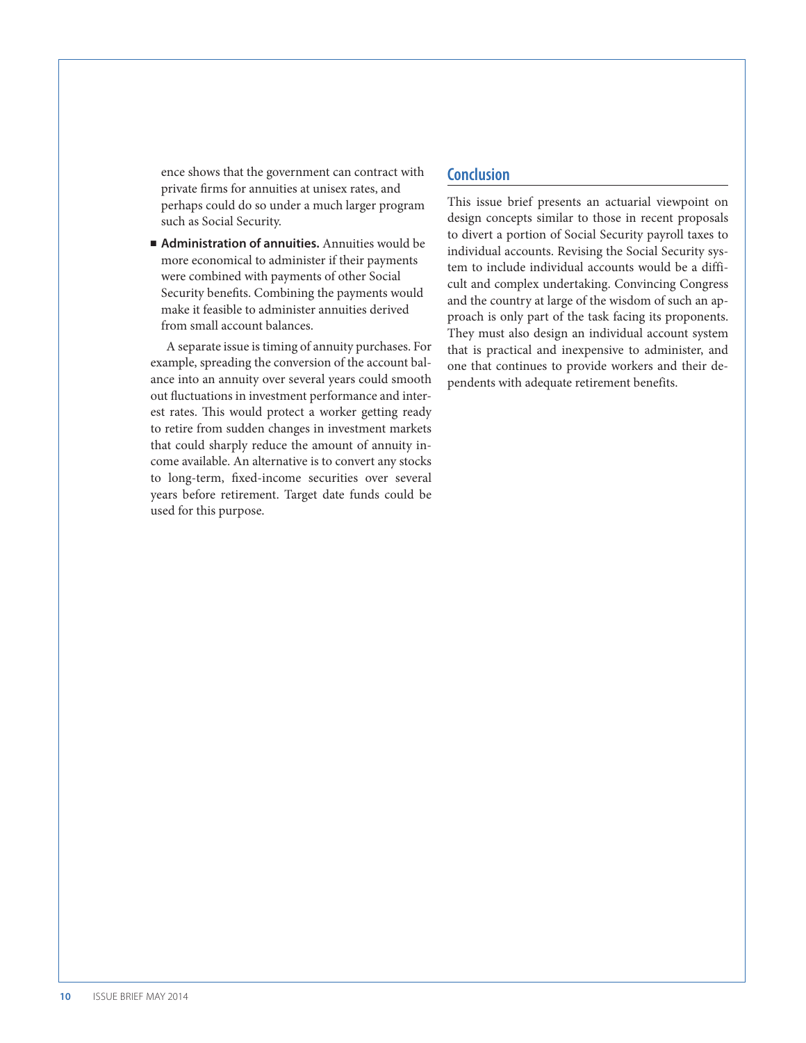ence shows that the government can contract with private firms for annuities at unisex rates, and perhaps could do so under a much larger program such as Social Security.

- **Administration of annuities.** Annuities would be more economical to administer if their payments were combined with payments of other Social Security benefits. Combining the payments would make it feasible to administer annuities derived from small account balances.

A separate issue is timing of annuity purchases. For example, spreading the conversion of the account balance into an annuity over several years could smooth out fluctuations in investment performance and interest rates. This would protect a worker getting ready to retire from sudden changes in investment markets that could sharply reduce the amount of annuity income available. An alternative is to convert any stocks to long-term, fixed-income securities over several years before retirement. Target date funds could be used for this purpose.

## Conclusion

This issue brief presents an actuarial viewpoint on design concepts similar to those in recent proposals to divert a portion of Social Security payroll taxes to individual accounts. Revising the Social Security system to include individual accounts would be a difficult and complex undertaking. Convincing Congress and the country at large of the wisdom of such an approach is only part of the task facing its proponents. They must also design an individual account system that is practical and inexpensive to administer, and one that continues to provide workers and their dependents with adequate retirement benefits.